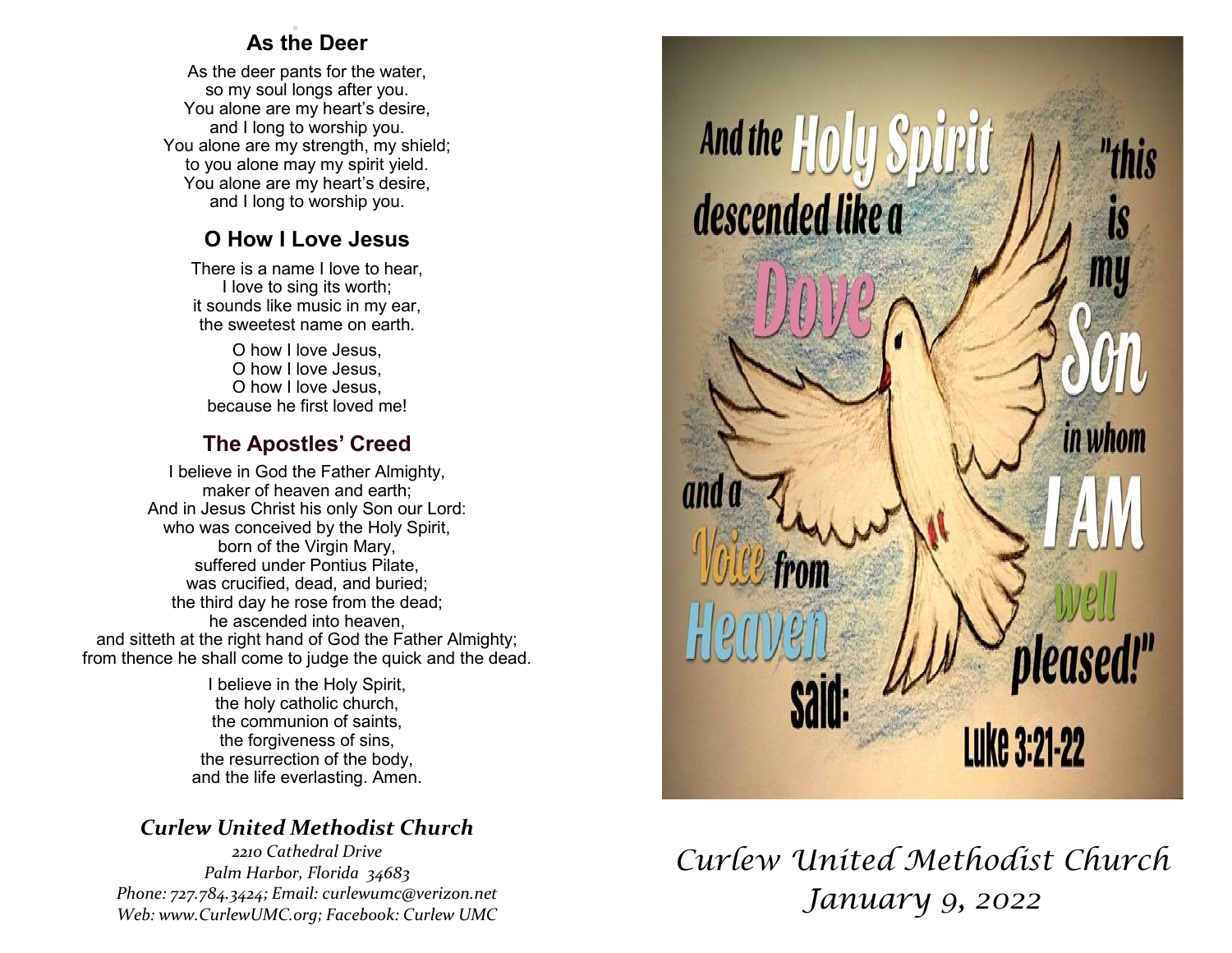## . **As the Deer**

As the deer pants for the water, so my soul longs after you. You alone are my heart's desire, and I long to worship you. You alone are my strength, my shield; to you alone may my spirit yield. You alone are my heart's desire, and I long to worship you.

### **O How I Love Jesus**

There is a name I love to hear, I love to sing its worth; it sounds like music in my ear, the sweetest name on earth.

O how I love Jesus, O how I love Jesus, O how I love Jesus, because he first loved me!

## **The Apostles' Creed**

I believe in God the Father Almighty, maker of heaven and earth; And in Jesus Christ his only Son our Lord: who was conceived by the Holy Spirit, born of the Virgin Mary. suffered under Pontius Pilate. was crucified, dead, and buried; the third day he rose from the dead; he ascended into heaven, and sitteth at the right hand of God the Father Almighty; from thence he shall come to judge the quick and the dead.

> I believe in the Holy Spirit, the holy catholic church, the communion of saints, the forgiveness of sins, the resurrection of the body, and the life everlasting. Amen.

## *Curlew United Methodist Church*

*2210 Cathedral Drive Palm Harbor, Florida 34683 Phone: 727.784.3424; Email: curlewumc@verizon.net Web: www.CurlewUMC.org; Facebook: Curlew UMC*



# *Curlew United Methodist Church January 9, 2022*